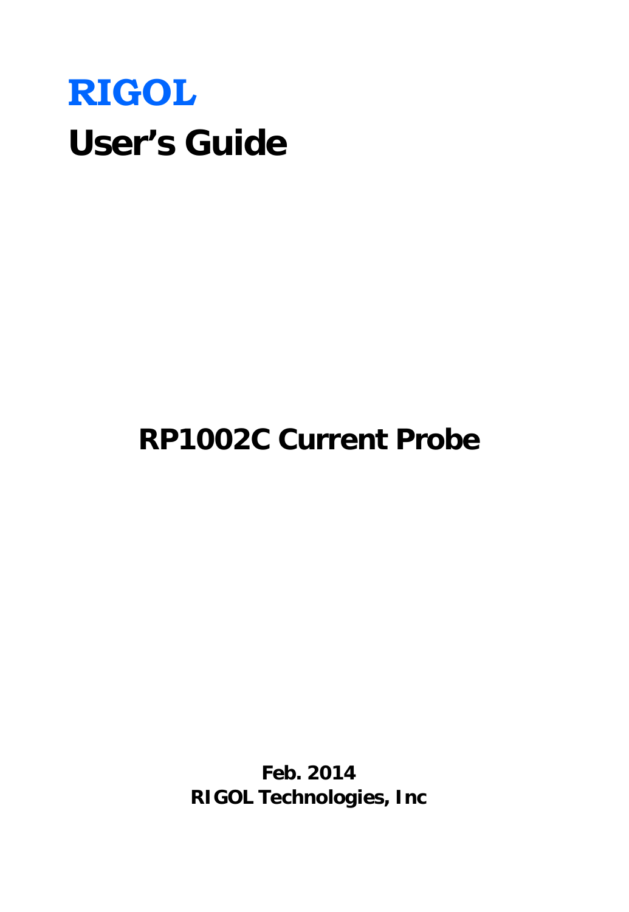**RIGOL**

# User's Guide

## RP1002C Current Probe

**Feb. 2014**
**RIGOL Technologies, Inc**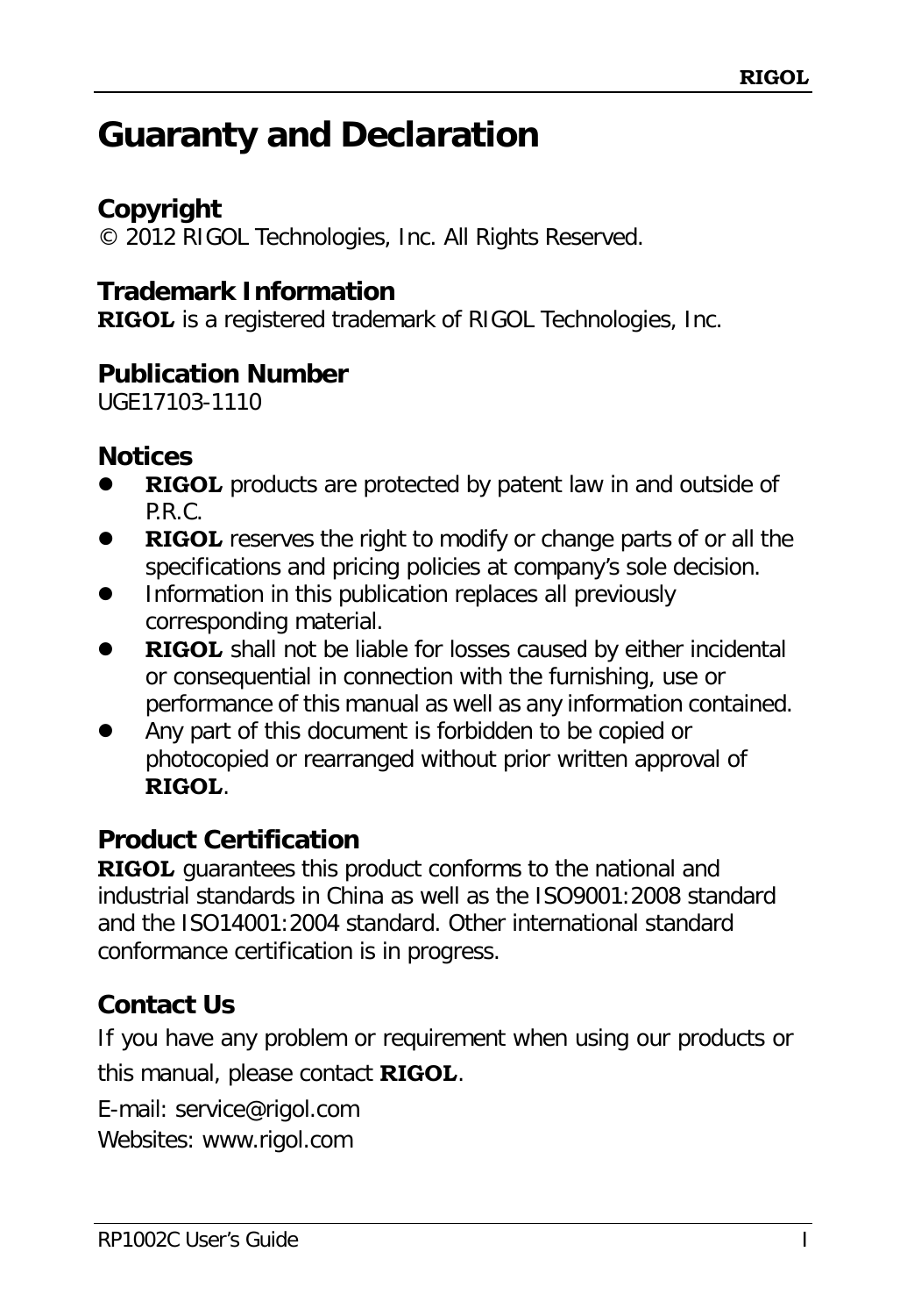# Guaranty and Declaration

## Copyright

© 2012 RIGOL Technologies, Inc. All Rights Reserved.

## Trademark Information

**RIGOL** is a registered trademark of RIGOL Technologies, Inc.

## Publication Number

UGE17103-1110

## Notices

- **RIGOL** products are protected by patent law in and outside of P.R.C.
- **RIGOL** reserves the right to modify or change parts of or all the specifications and pricing policies at company's sole decision.
- Information in this publication replaces all previously corresponding material.
- **RIGOL** shall not be liable for losses caused by either incidental or consequential in connection with the furnishing, use or performance of this manual as well as any information contained.
- Any part of this document is forbidden to be copied or photocopied or rearranged without prior written approval of **RIGOL**.

## Product Certification

**RIGOL** guarantees this product conforms to the national and industrial standards in China as well as the ISO9001:2008 standard and the ISO14001:2004 standard. Other international standard conformance certification is in progress.

## Contact Us

If you have any problem or requirement when using our products or this manual, please contact **RIGOL**.

E-mail: service@rigol.com

Websites: www.rigol.com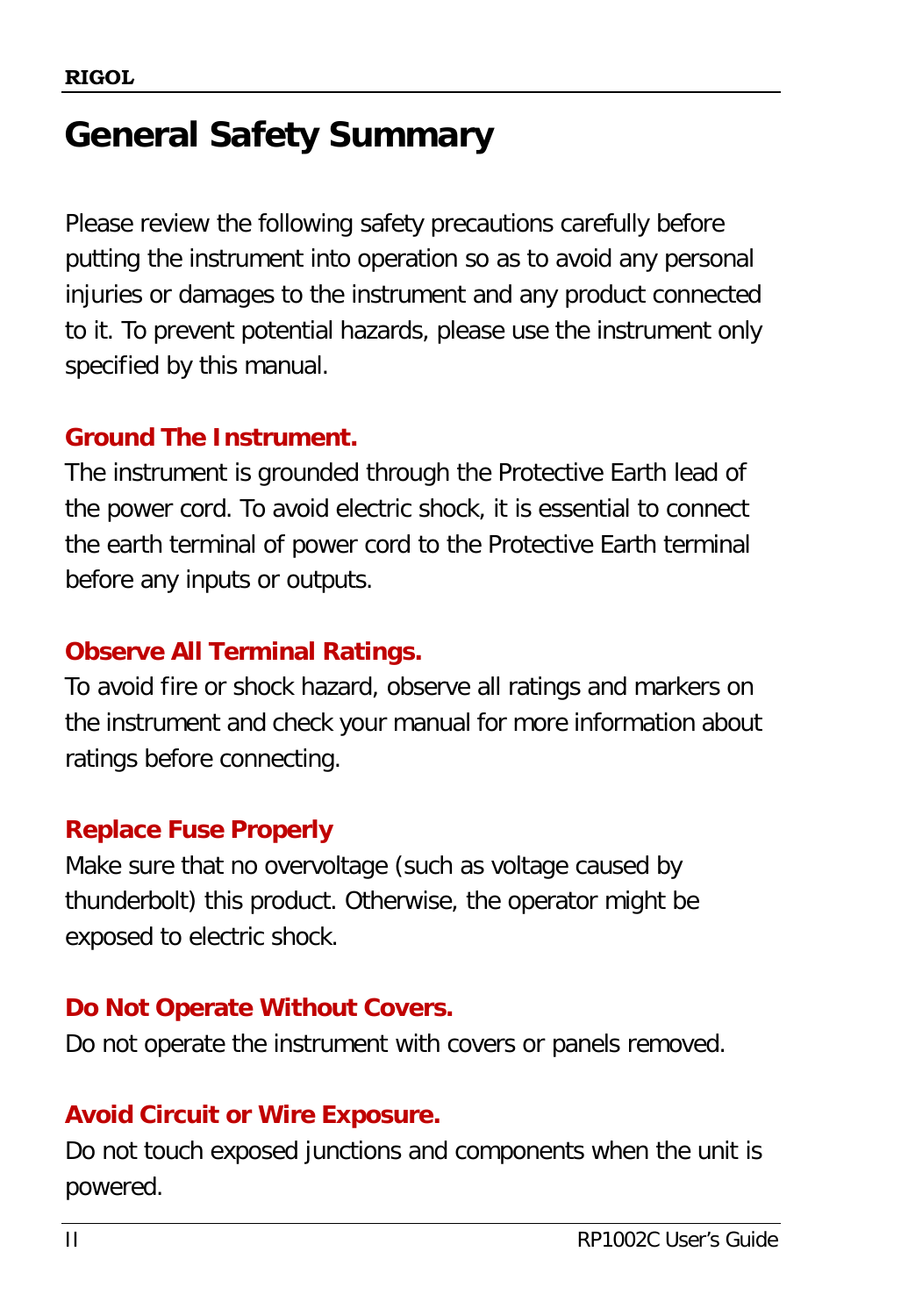# General Safety Summary

Please review the following safety precautions carefully before putting the instrument into operation so as to avoid any personal injuries or damages to the instrument and any product connected to it. To prevent potential hazards, please use the instrument only specified by this manual.

**Ground The Instrument.**

The instrument is grounded through the Protective Earth lead of the power cord. To avoid electric shock, it is essential to connect the earth terminal of power cord to the Protective Earth terminal before any inputs or outputs.

**Observe All Terminal Ratings.**

To avoid fire or shock hazard, observe all ratings and markers on the instrument and check your manual for more information about ratings before connecting.

**Replace Fuse Properly**

Make sure that no overvoltage (such as voltage caused by thunderbolt) this product. Otherwise, the operator might be exposed to electric shock.

**Do Not Operate Without Covers.**

Do not operate the instrument with covers or panels removed.

**Avoid Circuit or Wire Exposure.**

Do not touch exposed junctions and components when the unit is powered.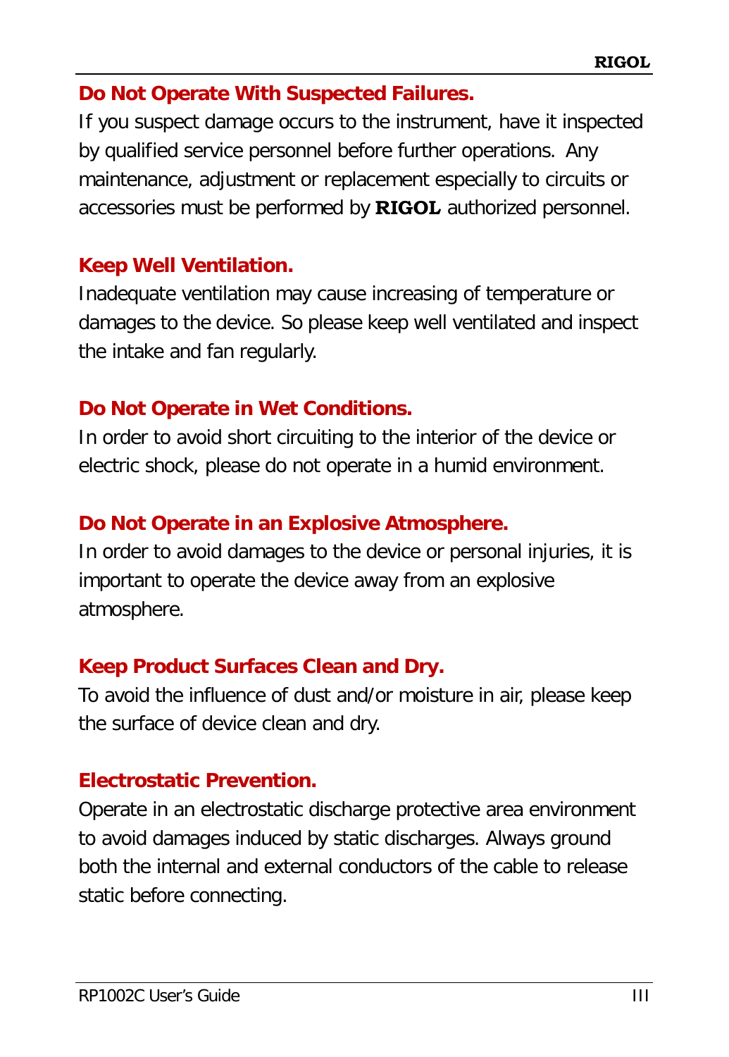**Do Not Operate With Suspected Failures.**

If you suspect damage occurs to the instrument, have it inspected by qualified service personnel before further operations. Any maintenance, adjustment or replacement especially to circuits or accessories must be performed by **RIGOL** authorized personnel.

**Keep Well Ventilation.**

Inadequate ventilation may cause increasing of temperature or damages to the device. So please keep well ventilated and inspect the intake and fan regularly.

**Do Not Operate in Wet Conditions.**

In order to avoid short circuiting to the interior of the device or electric shock, please do not operate in a humid environment.

**Do Not Operate in an Explosive Atmosphere.**

In order to avoid damages to the device or personal injuries, it is important to operate the device away from an explosive atmosphere.

**Keep Product Surfaces Clean and Dry.**

To avoid the influence of dust and/or moisture in air, please keep the surface of device clean and dry.

**Electrostatic Prevention.**

Operate in an electrostatic discharge protective area environment to avoid damages induced by static discharges. Always ground both the internal and external conductors of the cable to release static before connecting.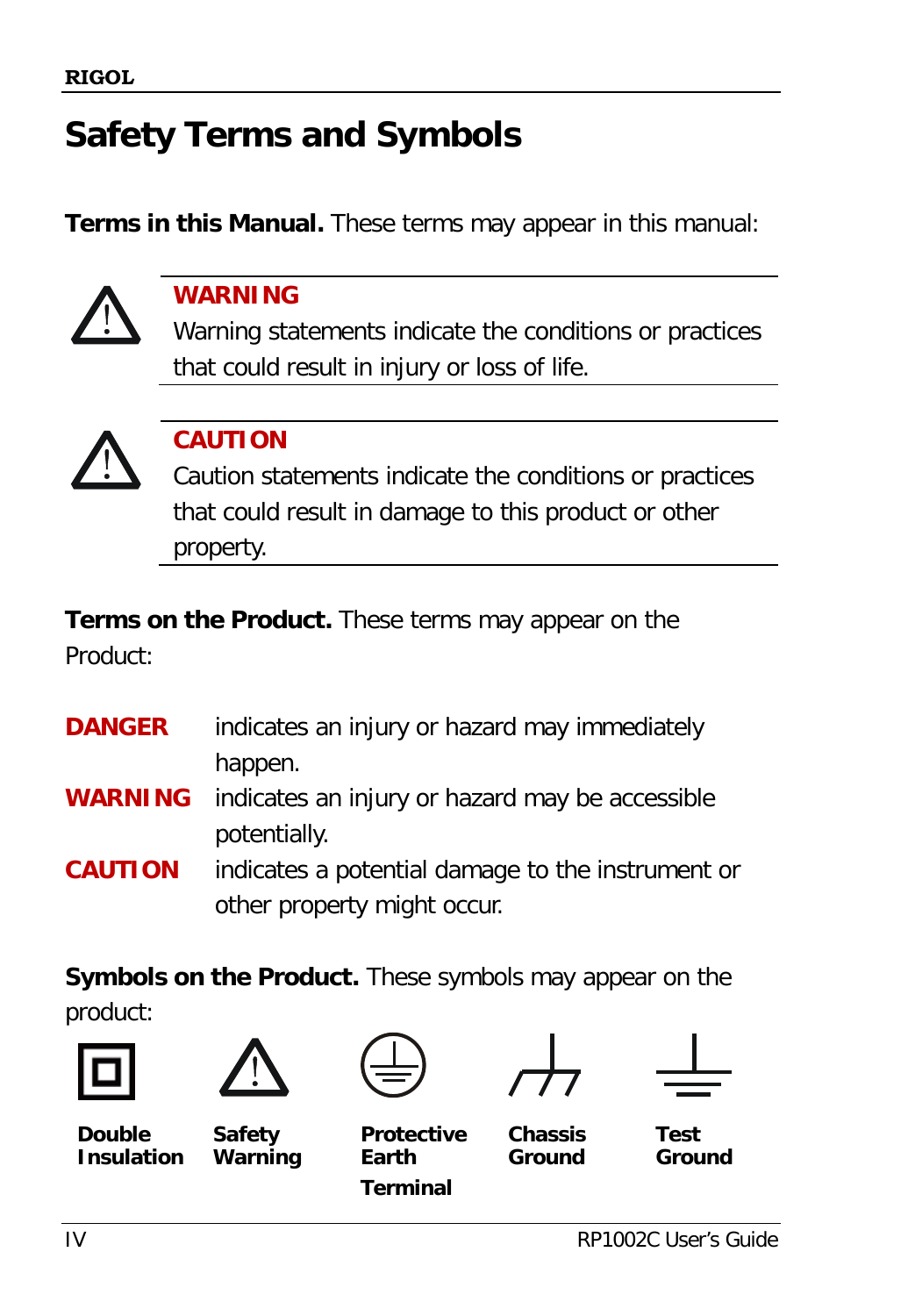# Safety Terms and Symbols

**Terms in this Manual.** These terms may appear in this manual:

**WARNING**
Warning statements indicate the conditions or practices that could result in injury or loss of life.

**CAUTION**
Caution statements indicate the conditions or practices that could result in damage to this product or other property.

**Terms on the Product.** These terms may appear on the Product:

**DANGER** indicates an injury or hazard may immediately happen.
**WARNING** indicates an injury or hazard may be accessible potentially.
**CAUTION** indicates a potential damage to the instrument or other property might occur.

**Symbols on the Product.** These symbols may appear on the product:

**Double Insulation** **Safety Warning** **Protective Earth Terminal** **Chassis Ground** **Test Ground**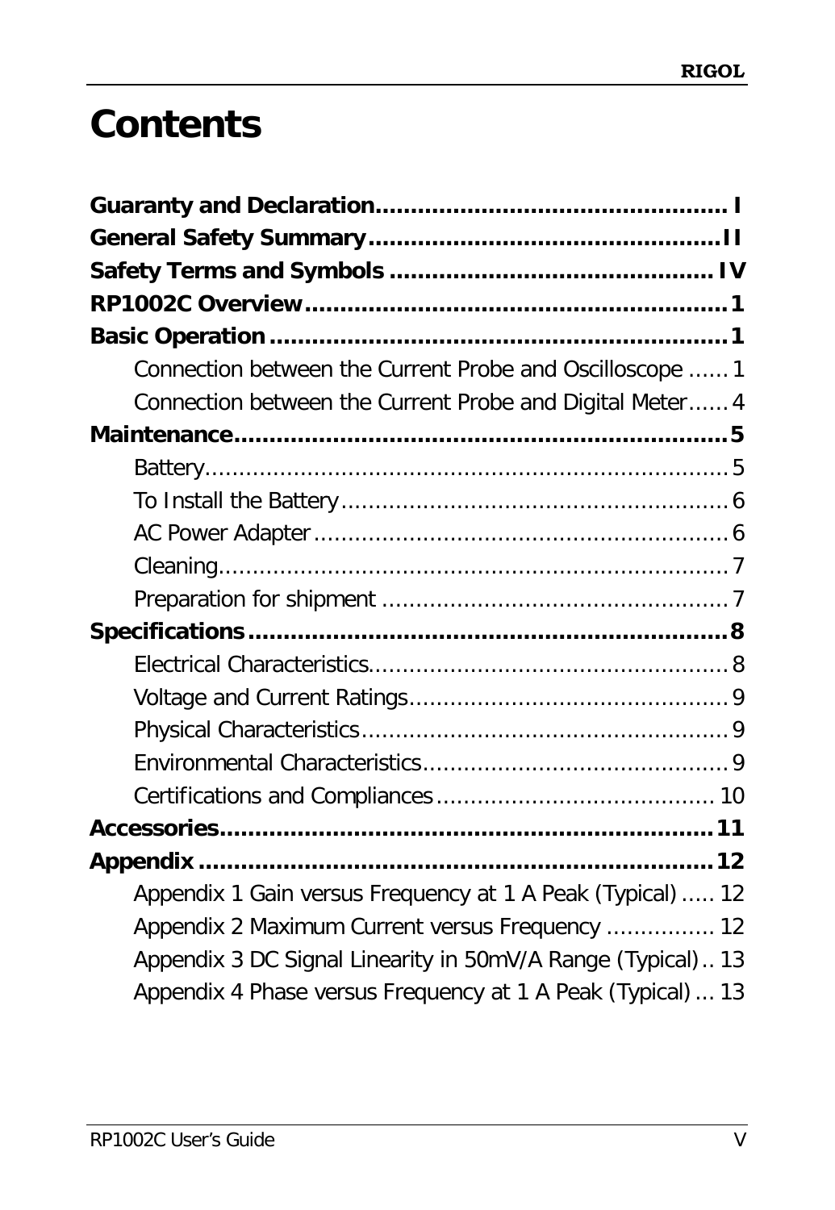# Contents

**Guaranty and Declaration................................................ I**

**General Safety Summary................................................II**

**Safety Terms and Symbols ............................................ IV**

**RP1002C Overview..........................................................1**

**Basic Operation ...............................................................1**

- Connection between the Current Probe and Oscilloscope ...... 1
- Connection between the Current Probe and Digital Meter...... 4

**Maintenance.....................................................................5**

- Battery.............................................................................. 5
- To Install the Battery......................................................... 6
- AC Power Adapter ............................................................. 6
- Cleaning............................................................................ 7
- Preparation for shipment ................................................... 7

**Specifications ..................................................................8**

- Electrical Characteristics..................................................... 8
- Voltage and Current Ratings............................................... 9
- Physical Characteristics...................................................... 9
- Environmental Characteristics............................................. 9
- Certifications and Compliances ......................................... 10

**Accessories....................................................................11**

**Appendix ........................................................................12**

- Appendix 1 Gain versus Frequency at 1 A Peak (Typical) ..... 12
- Appendix 2 Maximum Current versus Frequency ................ 12
- Appendix 3 DC Signal Linearity in 50mV/A Range (Typical).. 13
- Appendix 4 Phase versus Frequency at 1 A Peak (Typical) ... 13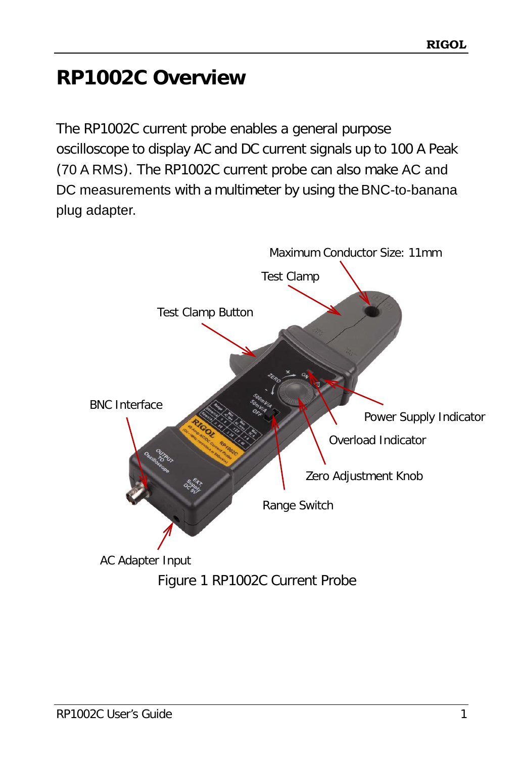# RP1002C Overview

The RP1002C current probe enables a general purpose oscilloscope to display AC and DC current signals up to 100 A Peak (70 A RMS). The RP1002C current probe can also make AC and DC measurements with a multimeter by using the BNC-to-banana plug adapter.

Maximum Conductor Size: 11mm

Test Clamp

Test Clamp Button

BNC Interface

Power Supply Indicator

Overload Indicator

Zero Adjustment Knob

Range Switch

AC Adapter Input

Figure 1 RP1002C Current Probe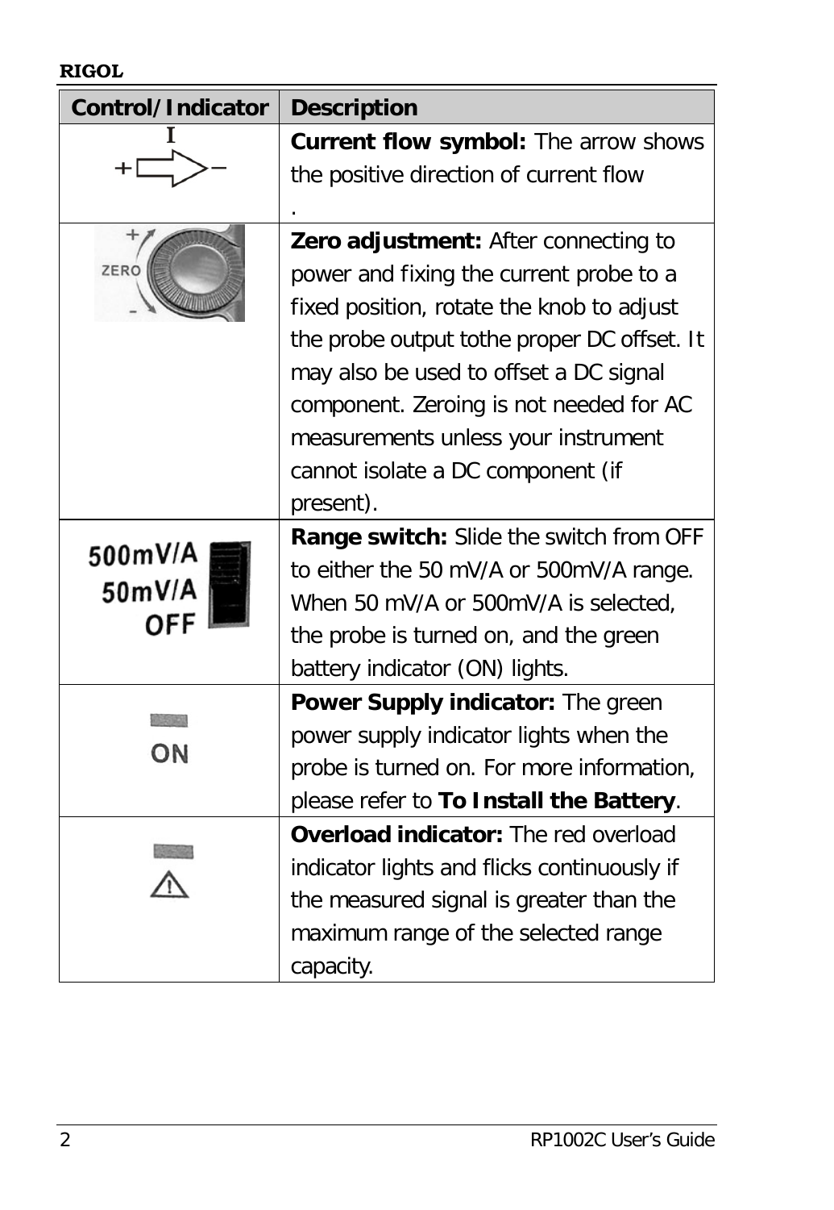| Control/Indicator | Description |
| --- | --- |
| I +⇨− | **Current flow symbol:** The arrow shows the positive direction of current flow . |
| ZERO + − | **Zero adjustment:** After connecting to power and fixing the current probe to a fixed position, rotate the knob to adjust the probe output tothe proper DC offset. It may also be used to offset a DC signal component. Zeroing is not needed for AC measurements unless your instrument cannot isolate a DC component (if present). |
| 500mV/A 50mV/A OFF | **Range switch:** Slide the switch from OFF to either the 50 mV/A or 500mV/A range. When 50 mV/A or 500mV/A is selected, the probe is turned on, and the green battery indicator (ON) lights. |
| ON | **Power Supply indicator:** The green power supply indicator lights when the probe is turned on. For more information, please refer to **To Install the Battery**. |
| ⚠ | **Overload indicator:** The red overload indicator lights and flicks continuously if the measured signal is greater than the maximum range of the selected range capacity. |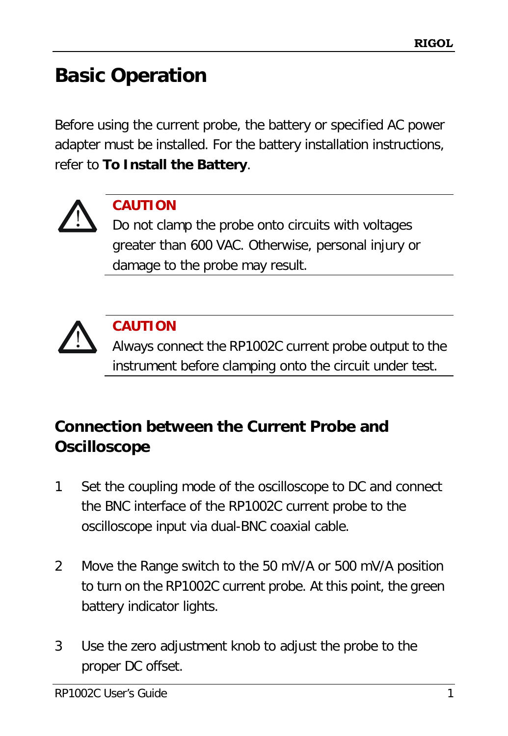# Basic Operation

Before using the current probe, the battery or specified AC power adapter must be installed. For the battery installation instructions, refer to **To Install the Battery**.

> **CAUTION**
> Do not clamp the probe onto circuits with voltages greater than 600 VAC. Otherwise, personal injury or damage to the probe may result.

> **CAUTION**
> Always connect the RP1002C current probe output to the instrument before clamping onto the circuit under test.

## Connection between the Current Probe and Oscilloscope

1. Set the coupling mode of the oscilloscope to DC and connect the BNC interface of the RP1002C current probe to the oscilloscope input via dual-BNC coaxial cable.

2. Move the Range switch to the 50 mV/A or 500 mV/A position to turn on the RP1002C current probe. At this point, the green battery indicator lights.

3. Use the zero adjustment knob to adjust the probe to the proper DC offset.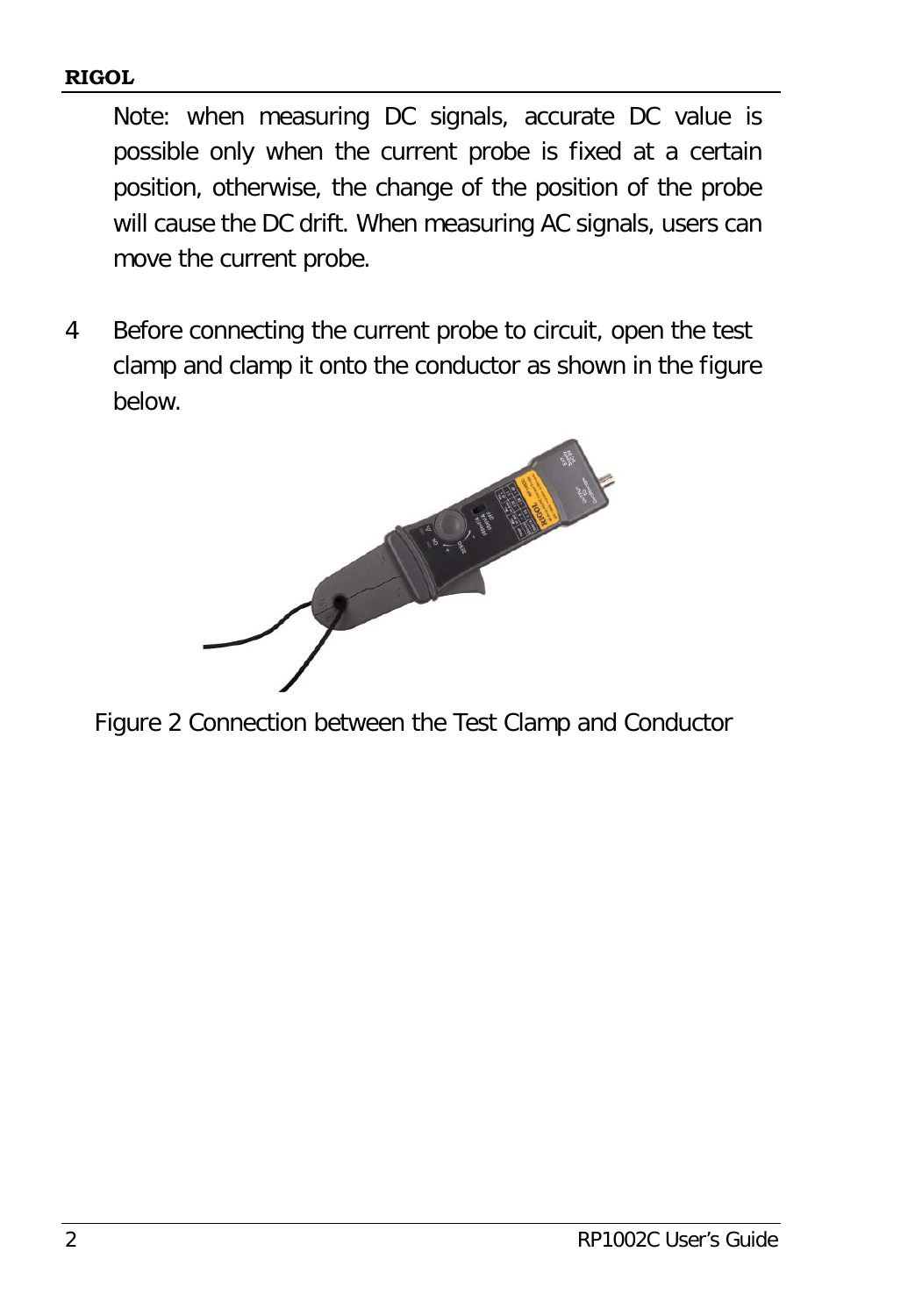Note: when measuring DC signals, accurate DC value is possible only when the current probe is fixed at a certain position, otherwise, the change of the position of the probe will cause the DC drift. When measuring AC signals, users can move the current probe.

4. Before connecting the current probe to circuit, open the test clamp and clamp it onto the conductor as shown in the figure below.

Figure 2 Connection between the Test Clamp and Conductor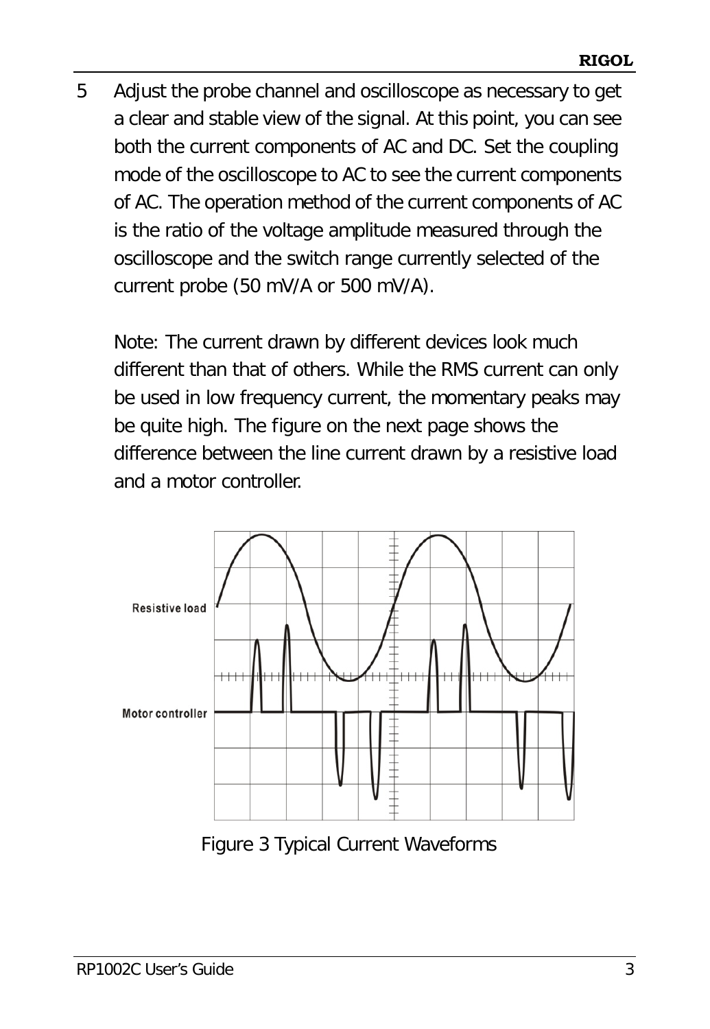5 Adjust the probe channel and oscilloscope as necessary to get a clear and stable view of the signal. At this point, you can see both the current components of AC and DC. Set the coupling mode of the oscilloscope to AC to see the current components of AC. The operation method of the current components of AC is the ratio of the voltage amplitude measured through the oscilloscope and the switch range currently selected of the current probe (50 mV/A or 500 mV/A).

   Note: The current drawn by different devices look much different than that of others. While the RMS current can only be used in low frequency current, the momentary peaks may be quite high. The figure on the next page shows the difference between the line current drawn by a resistive load and a motor controller.

Resistive load

Motor controller

Figure 3 Typical Current Waveforms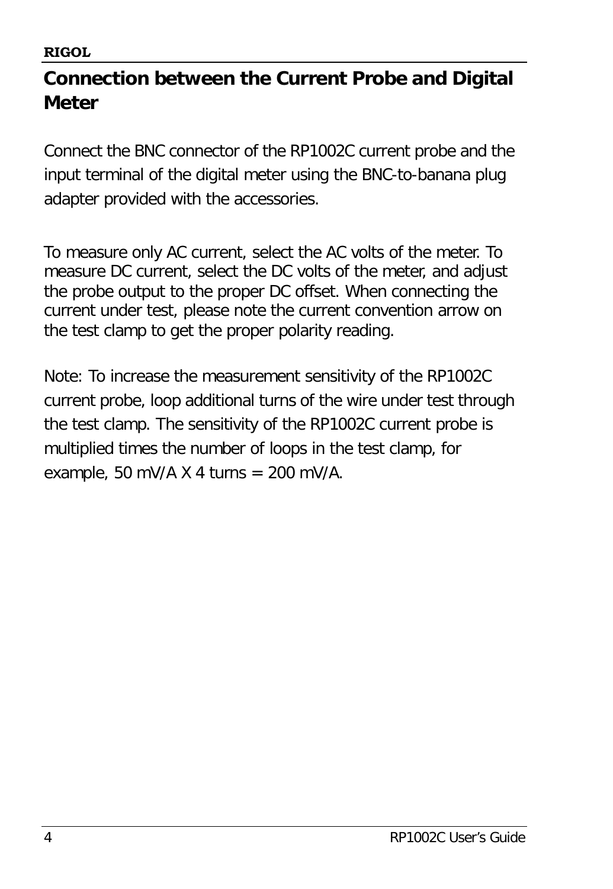## Connection between the Current Probe and Digital Meter

Connect the BNC connector of the RP1002C current probe and the input terminal of the digital meter using the BNC-to-banana plug adapter provided with the accessories.

To measure only AC current, select the AC volts of the meter. To measure DC current, select the DC volts of the meter, and adjust the probe output to the proper DC offset. When connecting the current under test, please note the current convention arrow on the test clamp to get the proper polarity reading.

Note: To increase the measurement sensitivity of the RP1002C current probe, loop additional turns of the wire under test through the test clamp. The sensitivity of the RP1002C current probe is multiplied times the number of loops in the test clamp, for example, 50 mV/A X 4 turns = 200 mV/A.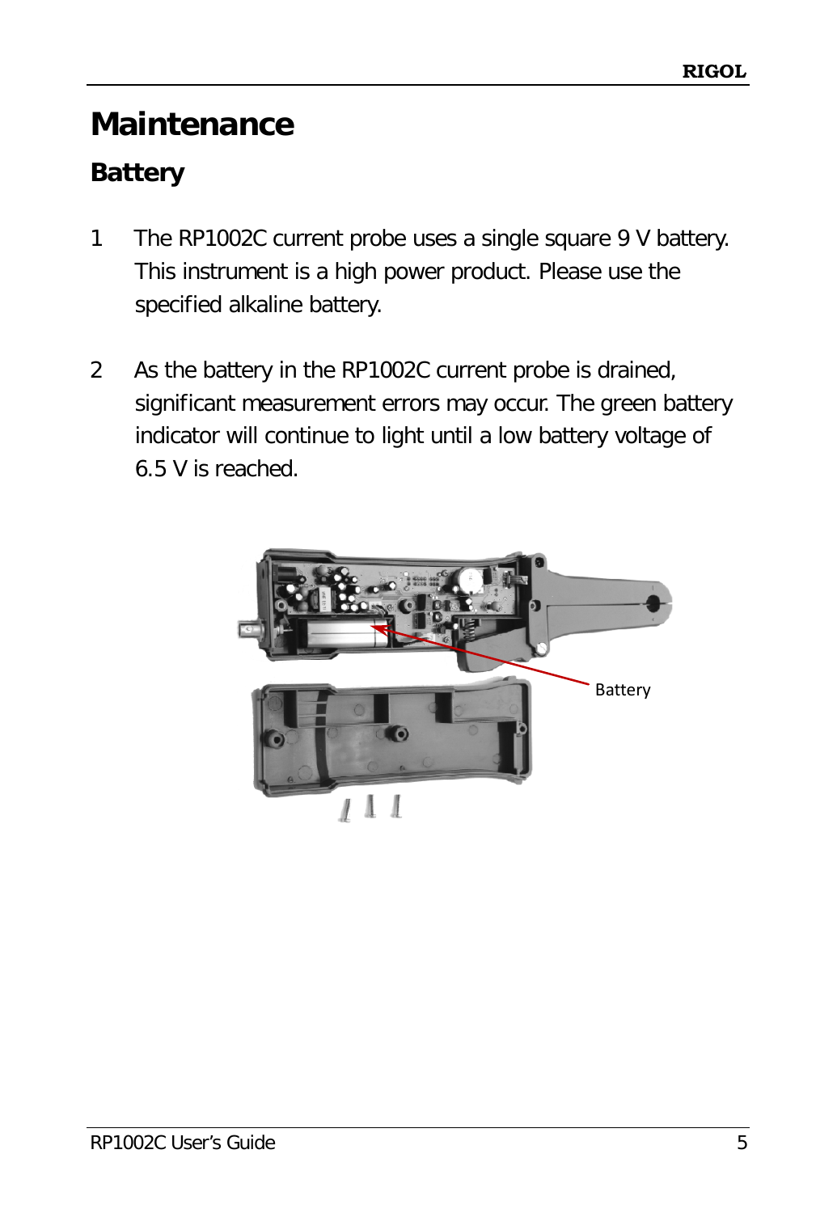# Maintenance

## Battery

1. The RP1002C current probe uses a single square 9 V battery. This instrument is a high power product. Please use the specified alkaline battery.

2. As the battery in the RP1002C current probe is drained, significant measurement errors may occur. The green battery indicator will continue to light until a low battery voltage of 6.5 V is reached.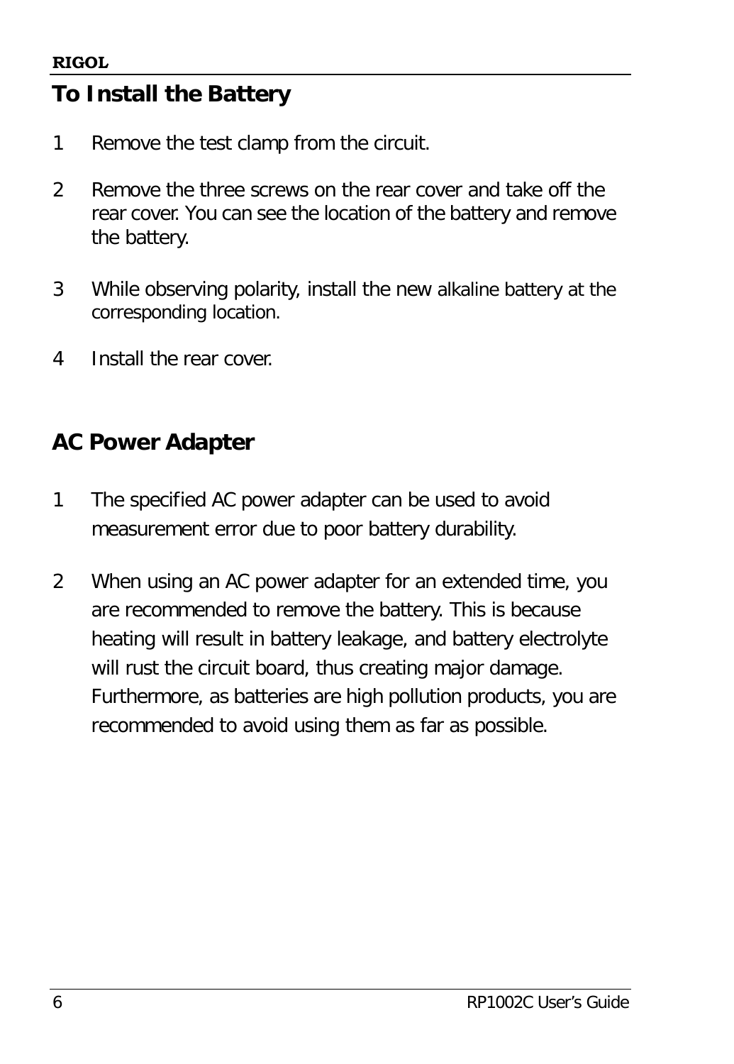## To Install the Battery

1. Remove the test clamp from the circuit.
2. Remove the three screws on the rear cover and take off the rear cover. You can see the location of the battery and remove the battery.
3. While observing polarity, install the new alkaline battery at the corresponding location.
4. Install the rear cover.

## AC Power Adapter

1. The specified AC power adapter can be used to avoid measurement error due to poor battery durability.
2. When using an AC power adapter for an extended time, you are recommended to remove the battery. This is because heating will result in battery leakage, and battery electrolyte will rust the circuit board, thus creating major damage. Furthermore, as batteries are high pollution products, you are recommended to avoid using them as far as possible.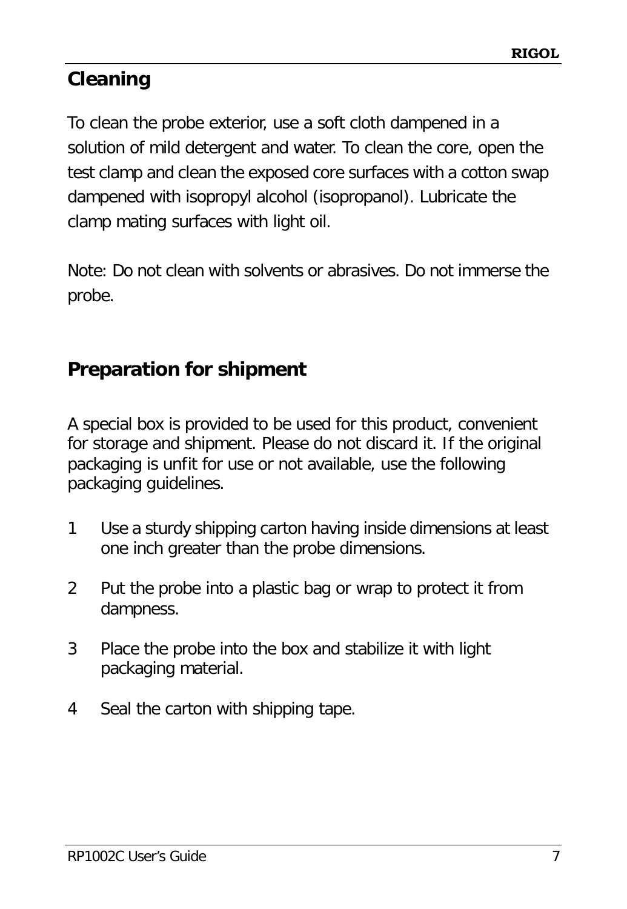## Cleaning

To clean the probe exterior, use a soft cloth dampened in a solution of mild detergent and water. To clean the core, open the test clamp and clean the exposed core surfaces with a cotton swap dampened with isopropyl alcohol (isopropanol). Lubricate the clamp mating surfaces with light oil.

Note: Do not clean with solvents or abrasives. Do not immerse the probe.

## Preparation for shipment

A special box is provided to be used for this product, convenient for storage and shipment. Please do not discard it. If the original packaging is unfit for use or not available, use the following packaging guidelines.

1. Use a sturdy shipping carton having inside dimensions at least one inch greater than the probe dimensions.
2. Put the probe into a plastic bag or wrap to protect it from dampness.
3. Place the probe into the box and stabilize it with light packaging material.
4. Seal the carton with shipping tape.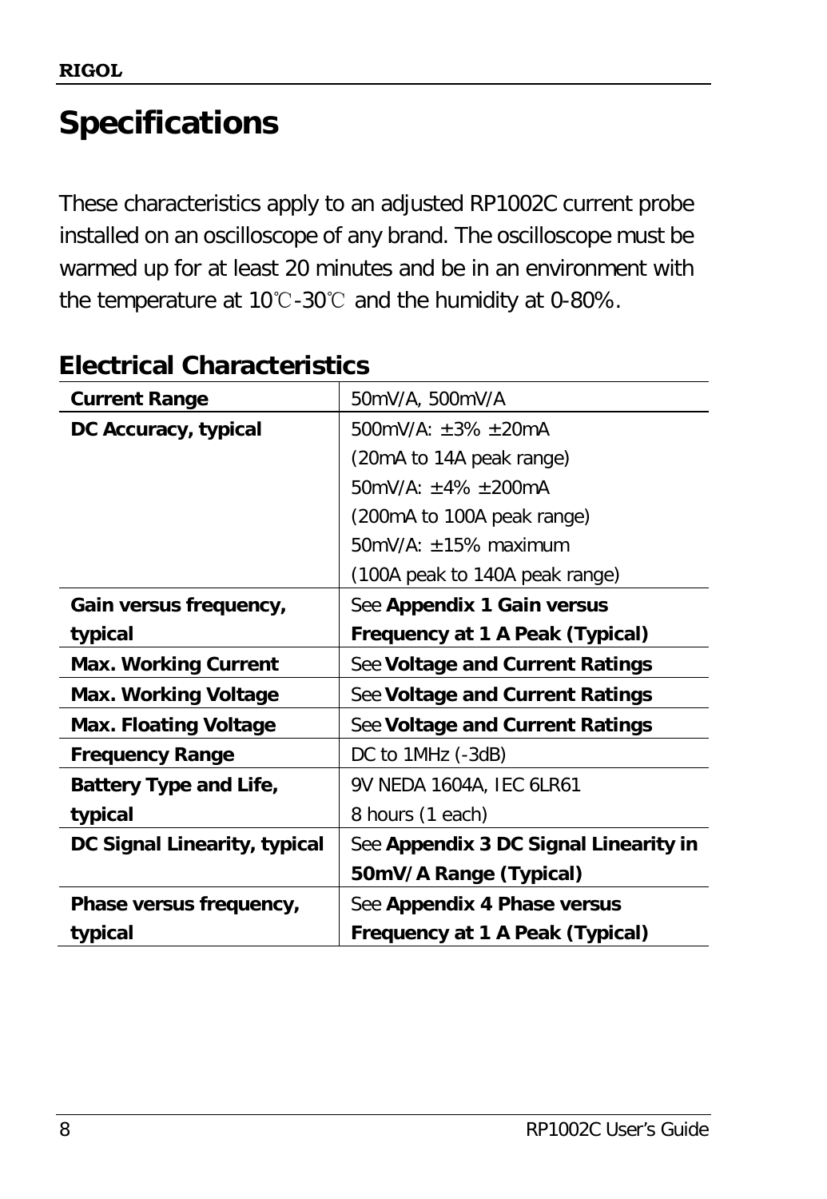# Specifications

These characteristics apply to an adjusted RP1002C current probe installed on an oscilloscope of any brand. The oscilloscope must be warmed up for at least 20 minutes and be in an environment with the temperature at 10℃-30℃ and the humidity at 0-80%.

## Electrical Characteristics

| **Current Range** | 50mV/A, 500mV/A |
|---|---|
| **DC Accuracy, typical** | 500mV/A: ±3% ±20mA<br>(20mA to 14A peak range)<br>50mV/A: ±4% ±200mA<br>(200mA to 100A peak range)<br>50mV/A: ±15% maximum<br>(100A peak to 140A peak range) |
| **Gain versus frequency, typical** | See **Appendix 1 Gain versus Frequency at 1 A Peak (Typical)** |
| **Max. Working Current** | See **Voltage and Current Ratings** |
| **Max. Working Voltage** | See **Voltage and Current Ratings** |
| **Max. Floating Voltage** | See **Voltage and Current Ratings** |
| **Frequency Range** | DC to 1MHz (-3dB) |
| **Battery Type and Life, typical** | 9V NEDA 1604A, IEC 6LR61<br>8 hours (1 each) |
| **DC Signal Linearity, typical** | See **Appendix 3 DC Signal Linearity in 50mV/A Range (Typical)** |
| **Phase versus frequency, typical** | See **Appendix 4 Phase versus Frequency at 1 A Peak (Typical)** |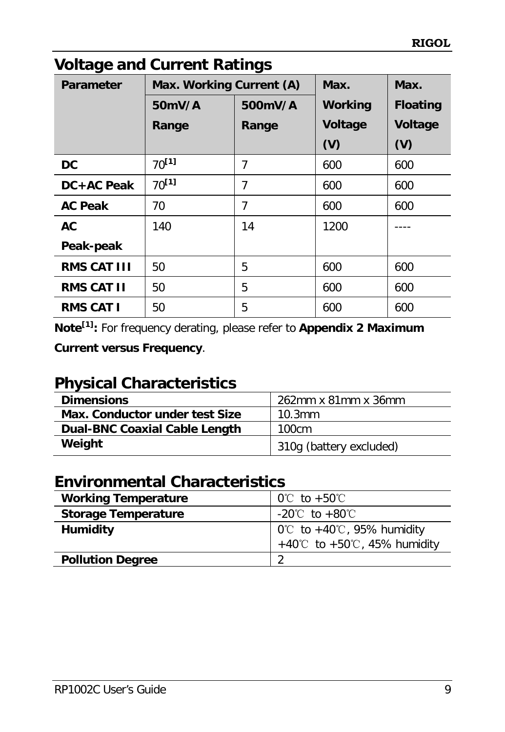## Voltage and Current Ratings

| Parameter | Max. Working Current (A) | | Max. Working Voltage (V) | Max. Floating Voltage (V) |
|---|---|---|---|---|
| | 50mV/A Range | 500mV/A Range | | |
| **DC** | 70[1] | 7 | 600 | 600 |
| **DC+AC Peak** | 70[1] | 7 | 600 | 600 |
| **AC Peak** | 70 | 7 | 600 | 600 |
| **AC Peak-peak** | 140 | 14 | 1200 | ---- |
| **RMS CAT III** | 50 | 5 | 600 | 600 |
| **RMS CAT II** | 50 | 5 | 600 | 600 |
| **RMS CAT I** | 50 | 5 | 600 | 600 |

**Note[1]:** For frequency derating, please refer to **Appendix 2 Maximum Current versus Frequency**.

## Physical Characteristics

| | |
|---|---|
| **Dimensions** | 262mm x 81mm x 36mm |
| **Max. Conductor under test Size** | 10.3mm |
| **Dual-BNC Coaxial Cable Length** | 100cm |
| **Weight** | 310g (battery excluded) |

## Environmental Characteristics

| | |
|---|---|
| **Working Temperature** | 0℃ to +50℃ |
| **Storage Temperature** | -20℃ to +80℃ |
| **Humidity** | 0℃ to +40℃, 95% humidity<br>+40℃ to +50℃, 45% humidity |
| **Pollution Degree** | 2 |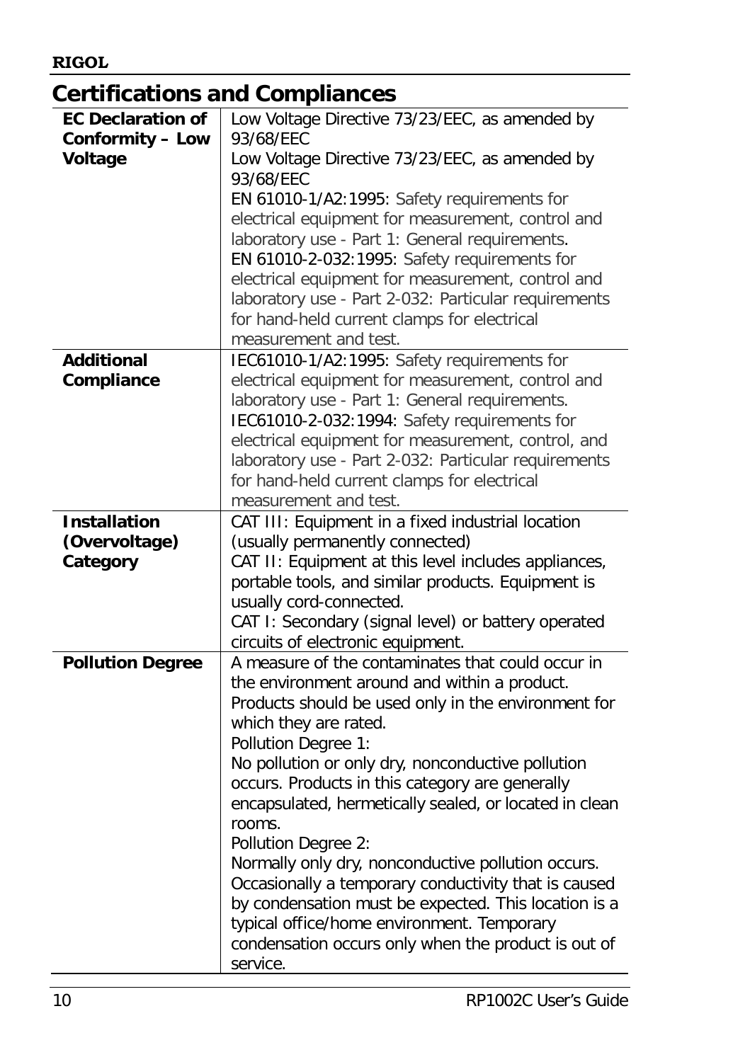## Certifications and Compliances

| | |
|---|---|
| **EC Declaration of Conformity – Low Voltage** | Low Voltage Directive 73/23/EEC, as amended by 93/68/EEC<br>Low Voltage Directive 73/23/EEC, as amended by 93/68/EEC<br>EN 61010-1/A2:1995: Safety requirements for electrical equipment for measurement, control and laboratory use - Part 1: General requirements.<br>EN 61010-2-032:1995: Safety requirements for electrical equipment for measurement, control and laboratory use - Part 2-032: Particular requirements for hand-held current clamps for electrical measurement and test. |
| **Additional Compliance** | IEC61010-1/A2:1995: Safety requirements for electrical equipment for measurement, control and laboratory use - Part 1: General requirements.<br>IEC61010-2-032:1994: Safety requirements for electrical equipment for measurement, control, and laboratory use - Part 2-032: Particular requirements for hand-held current clamps for electrical measurement and test. |
| **Installation (Overvoltage) Category** | CAT III: Equipment in a fixed industrial location (usually permanently connected)<br>CAT II: Equipment at this level includes appliances, portable tools, and similar products. Equipment is usually cord-connected.<br>CAT I: Secondary (signal level) or battery operated circuits of electronic equipment. |
| **Pollution Degree** | A measure of the contaminates that could occur in the environment around and within a product. Products should be used only in the environment for which they are rated.<br>Pollution Degree 1:<br>No pollution or only dry, nonconductive pollution occurs. Products in this category are generally encapsulated, hermetically sealed, or located in clean rooms.<br>Pollution Degree 2:<br>Normally only dry, nonconductive pollution occurs. Occasionally a temporary conductivity that is caused by condensation must be expected. This location is a typical office/home environment. Temporary condensation occurs only when the product is out of service. |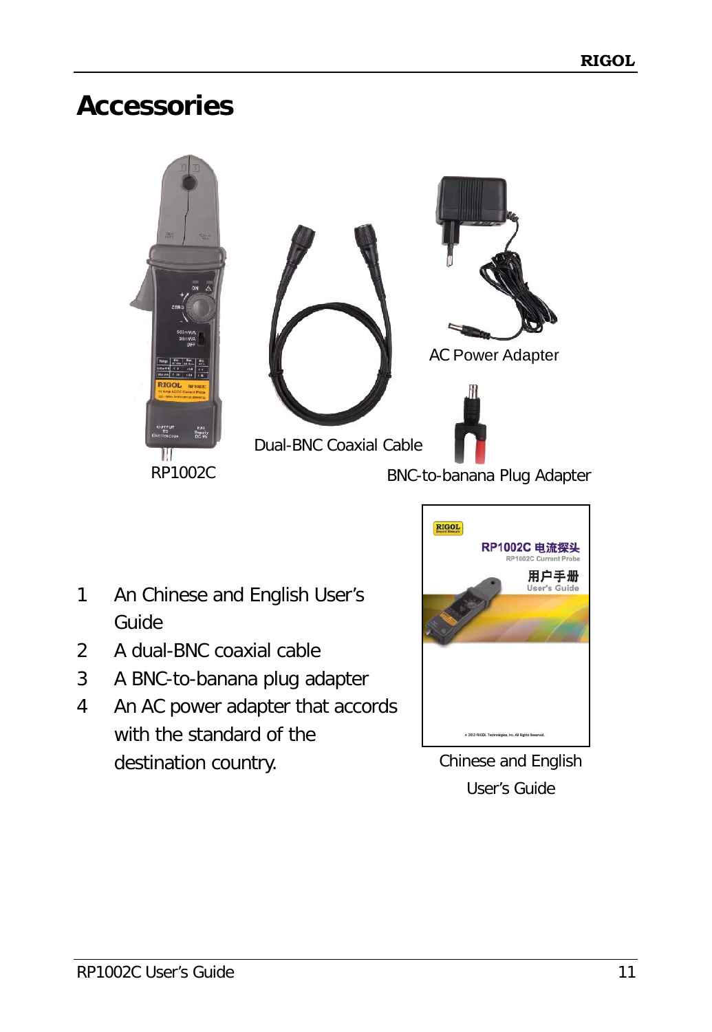# Accessories

AC Power Adapter

Dual-BNC Coaxial Cable

RP1002C

BNC-to-banana Plug Adapter

1. An Chinese and English User's Guide
2. A dual-BNC coaxial cable
3. A BNC-to-banana plug adapter
4. An AC power adapter that accords with the standard of the destination country.

Chinese and English User's Guide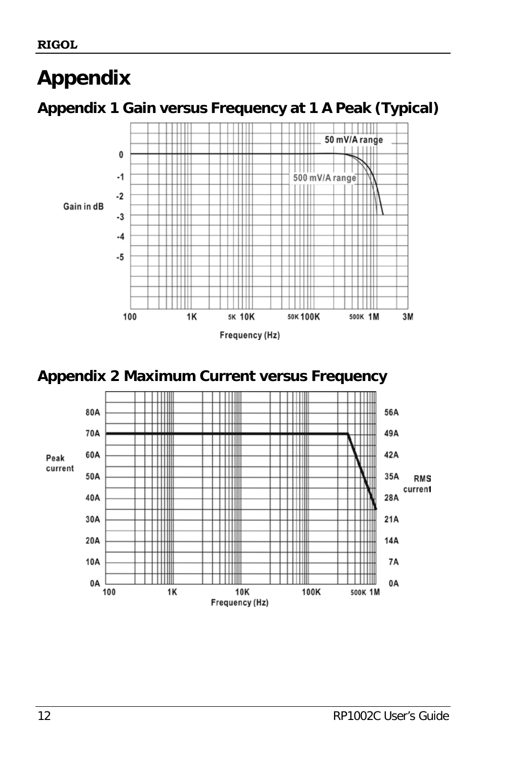# Appendix

## Appendix 1 Gain versus Frequency at 1 A Peak (Typical)

## Appendix 2 Maximum Current versus Frequency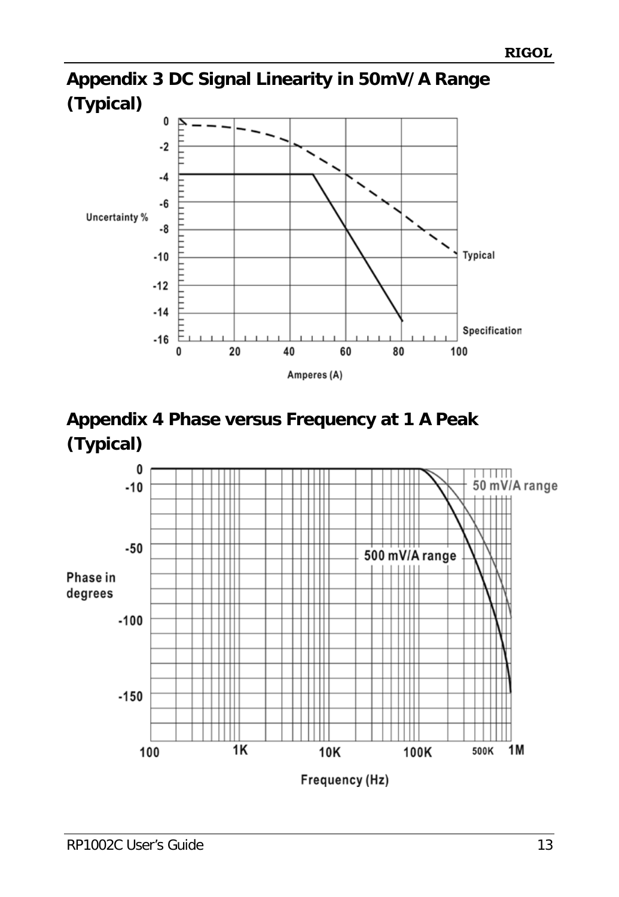## Appendix 3 DC Signal Linearity in 50mV/A Range (Typical)

Uncertainty %

0
-2
-4
-6
-8
-10
-12
-14
-16

Typical

Specification

0 20 40 60 80 100

Amperes (A)

## Appendix 4 Phase versus Frequency at 1 A Peak (Typical)

Phase in degrees

0
-10
-50
-100
-150

50 mV/A range

500 mV/A range

100 1K 10K 100K 500K 1M

Frequency (Hz)